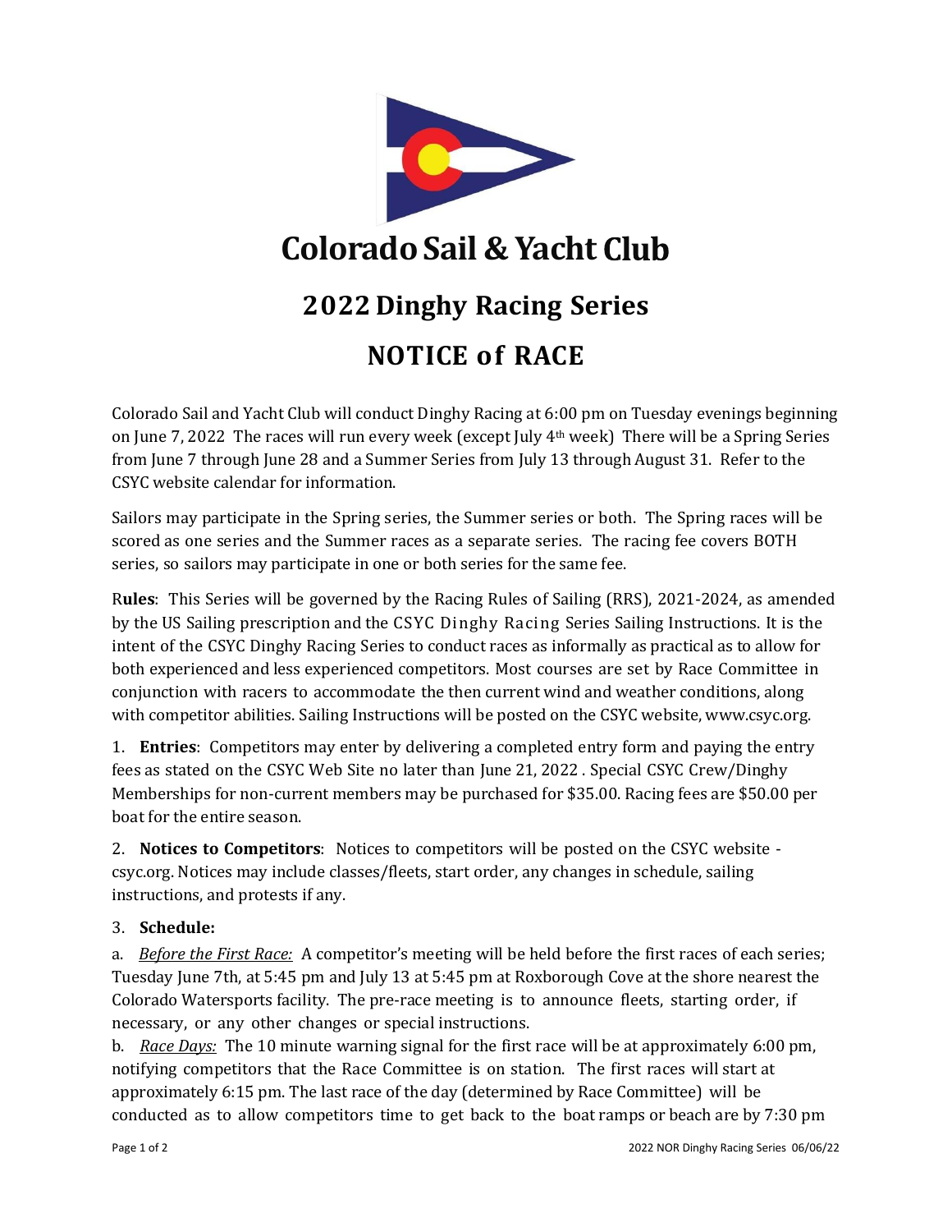# Colorado Sail & Yacht Club

## 2022 Dinghy Racing Series

## NOTICE of RACE

Colorado Sail and Yacht Club will conduct Dinghy Racing at 6:00 pm on Tuesday evenings beginning on June 7, 2022 The races will run every week (except July 4th week) There will be a Spring Series from June 7 through June 28 and a Summer Series from July 13 through August 31. Refer to the CSYC website calendar for information.

Sailors may participate in the Spring series, the Summer series or both. The Spring races will be scored as one series and the Summer races as a separate series. The racing fee covers BOTH series, so sailors may participate in one or both series for the same fee.

R**ules**: This Series will be governed by the Racing Rules of Sailing (RRS), 2021-2024, as amended by the US Sailing prescription and the CSYC Dinghy Racing Series Sailing Instructions. It is the intent of the CSYC Dinghy Racing Series to conduct races as informally as practical as to allow for both experienced and less experienced competitors. Most courses are set by Race Committee in conjunction with racers to accommodate the then current wind and weather conditions, along with competitor abilities. Sailing Instructions will be posted on the CSYC website, www.csyc.org.

1. **Entries**: Competitors may enter by delivering a completed entry form and paying the entry fees as stated on the CSYC Web Site no later than June 21, 2022 . Special CSYC Crew/Dinghy Memberships for non-current members may be purchased for $35.00. Racing fees are $50.00 per boat for the entire season.

2. **Notices to Competitors**: Notices to competitors will be posted on the CSYC website - csyc.org. Notices may include classes/fleets, start order, any changes in schedule, sailing instructions, and protests if any.

3. **Schedule:**

a. *Before the First Race:* A competitor's meeting will be held before the first races of each series; Tuesday June 7th, at 5:45 pm and July 13 at 5:45 pm at Roxborough Cove at the shore nearest the Colorado Watersports facility. The pre-race meeting is to announce fleets, starting order, if necessary, or any other changes or special instructions.

b. *Race Days:* The 10 minute warning signal for the first race will be at approximately 6:00 pm, notifying competitors that the Race Committee is on station. The first races will start at approximately 6:15 pm. The last race of the day (determined by Race Committee) will be conducted as to allow competitors time to get back to the boat ramps or beach are by 7:30 pm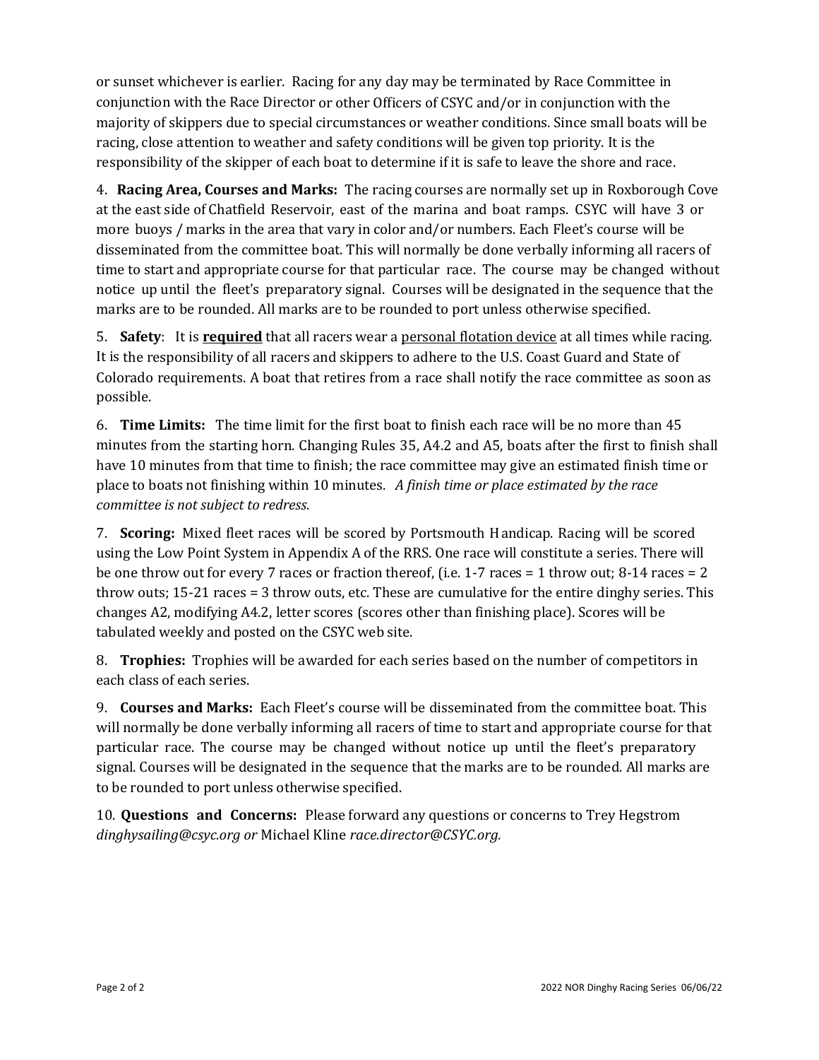or sunset whichever is earlier. Racing for any day may be terminated by Race Committee in conjunction with the Race Director or other Officers of CSYC and/or in conjunction with the majority of skippers due to special circumstances or weather conditions. Since small boats will be racing, close attention to weather and safety conditions will be given top priority. It is the responsibility of the skipper of each boat to determine if it is safe to leave the shore and race.

4. **Racing Area, Courses and Marks:** The racing courses are normally set up in Roxborough Cove at the east side of Chatfield Reservoir, east of the marina and boat ramps. CSYC will have 3 or more buoys / marks in the area that vary in color and/or numbers. Each Fleet's course will be disseminated from the committee boat. This will normally be done verbally informing all racers of time to start and appropriate course for that particular race. The course may be changed without notice up until the fleet's preparatory signal. Courses will be designated in the sequence that the marks are to be rounded. All marks are to be rounded to port unless otherwise specified.

5. **Safety**: It is **required** that all racers wear a personal flotation device at all times while racing. It is the responsibility of all racers and skippers to adhere to the U.S. Coast Guard and State of Colorado requirements. A boat that retires from a race shall notify the race committee as soon as possible.

6. **Time Limits:** The time limit for the first boat to finish each race will be no more than 45 minutes from the starting horn. Changing Rules 35, A4.2 and A5, boats after the first to finish shall have 10 minutes from that time to finish; the race committee may give an estimated finish time or place to boats not finishing within 10 minutes. *A finish time or place estimated by the race committee is not subject to redress.*

7. **Scoring:** Mixed fleet races will be scored by Portsmouth Handicap. Racing will be scored using the Low Point System in Appendix A of the RRS. One race will constitute a series. There will be one throw out for every 7 races or fraction thereof, (i.e. 1-7 races = 1 throw out; 8-14 races = 2 throw outs; 15-21 races = 3 throw outs, etc. These are cumulative for the entire dinghy series. This changes A2, modifying A4.2, letter scores (scores other than finishing place). Scores will be tabulated weekly and posted on the CSYC web site.

8. **Trophies:** Trophies will be awarded for each series based on the number of competitors in each class of each series.

9. **Courses and Marks:** Each Fleet's course will be disseminated from the committee boat. This will normally be done verbally informing all racers of time to start and appropriate course for that particular race. The course may be changed without notice up until the fleet's preparatory signal. Courses will be designated in the sequence that the marks are to be rounded. All marks are to be rounded to port unless otherwise specified.

10. **Questions and Concerns:** Please forward any questions or concerns to Trey Hegstrom *dinghysailing@csyc.org or* Michael Kline *race.director@CSYC.org.*